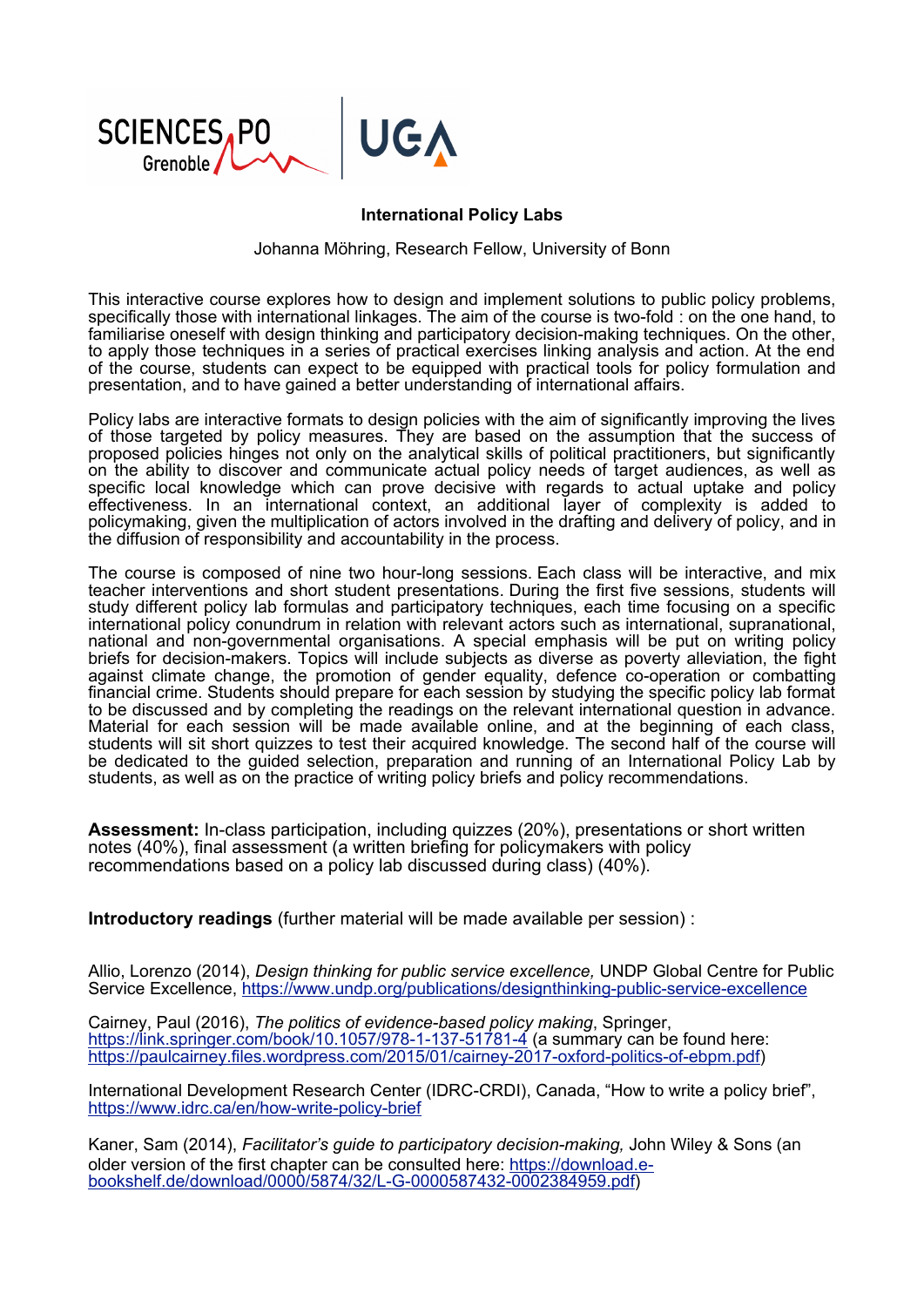# International Policy Labs

Johanna Möhring, Research Fellow, University of Bonn

This interactive course explores how to design and implement solutions to public policy problems, specifically those with international linkages. The aim of the course is two-fold : on the one hand, to familiarise oneself with design thinking and participatory decision-making techniques. On the other, to apply those techniques in a series of practical exercises linking analysis and action. At the end of the course, students can expect to be equipped with practical tools for policy formulation and presentation, and to have gained a better understanding of international affairs.

Policy labs are interactive formats to design policies with the aim of significantly improving the lives of those targeted by policy measures. They are based on the assumption that the success of proposed policies hinges not only on the analytical skills of political practitioners, but significantly on the ability to discover and communicate actual policy needs of target audiences, as well as specific local knowledge which can prove decisive with regards to actual uptake and policy effectiveness. In an international context, an additional layer of complexity is added to policymaking, given the multiplication of actors involved in the drafting and delivery of policy, and in the diffusion of responsibility and accountability in the process.

The course is composed of nine two hour-long sessions. Each class will be interactive, and mix teacher interventions and short student presentations. During the first five sessions, students will study different policy lab formulas and participatory techniques, each time focusing on a specific international policy conundrum in relation with relevant actors such as international, supranational, national and non-governmental organisations. A special emphasis will be put on writing policy briefs for decision-makers. Topics will include subjects as diverse as poverty alleviation, the fight against climate change, the promotion of gender equality, defence co-operation or combatting financial crime. Students should prepare for each session by studying the specific policy lab format to be discussed and by completing the readings on the relevant international question in advance. Material for each session will be made available online, and at the beginning of each class, students will sit short quizzes to test their acquired knowledge. The second half of the course will be dedicated to the guided selection, preparation and running of an International Policy Lab by students, as well as on the practice of writing policy briefs and policy recommendations.

**Assessment:** In-class participation, including quizzes (20%), presentations or short written notes (40%), final assessment (a written briefing for policymakers with policy recommendations based on a policy lab discussed during class) (40%).

**Introductory readings** (further material will be made available per session) :

Allio, Lorenzo (2014), *Design thinking for public service excellence,* UNDP Global Centre for Public Service Excellence, https://www.undp.org/publications/designthinking-public-service-excellence

Cairney, Paul (2016), *The politics of evidence-based policy making*, Springer, https://link.springer.com/book/10.1057/978-1-137-51781-4 (a summary can be found here: https://paulcairney.files.wordpress.com/2015/01/cairney-2017-oxford-politics-of-ebpm.pdf)

International Development Research Center (IDRC-CRDI), Canada, "How to write a policy brief", https://www.idrc.ca/en/how-write-policy-brief

Kaner, Sam (2014), *Facilitator's guide to participatory decision-making,* John Wiley & Sons (an older version of the first chapter can be consulted here: https://download.e-bookshelf.de/download/0000/5874/32/L-G-0000587432-0002384959.pdf)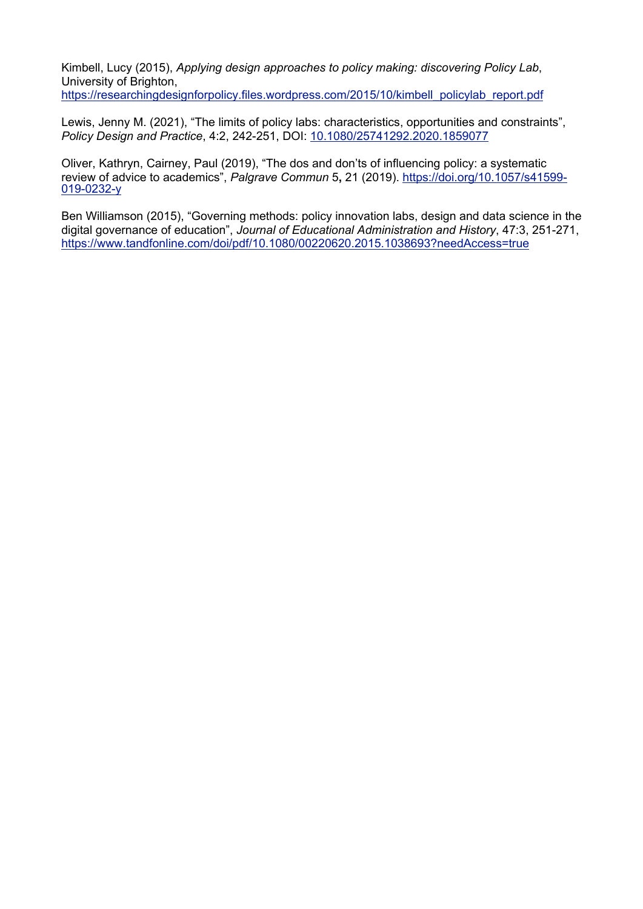Kimbell, Lucy (2015), *Applying design approaches to policy making: discovering Policy Lab*, University of Brighton, https://researchingdesignforpolicy.files.wordpress.com/2015/10/kimbell_policylab_report.pdf

Lewis, Jenny M. (2021), "The limits of policy labs: characteristics, opportunities and constraints", *Policy Design and Practice*, 4:2, 242-251, DOI: 10.1080/25741292.2020.1859077

Oliver, Kathryn, Cairney, Paul (2019), "The dos and don'ts of influencing policy: a systematic review of advice to academics", *Palgrave Commun* 5**,** 21 (2019). https://doi.org/10.1057/s41599-019-0232-y

Ben Williamson (2015), "Governing methods: policy innovation labs, design and data science in the digital governance of education", *Journal of Educational Administration and History*, 47:3, 251-271, https://www.tandfonline.com/doi/pdf/10.1080/00220620.2015.1038693?needAccess=true